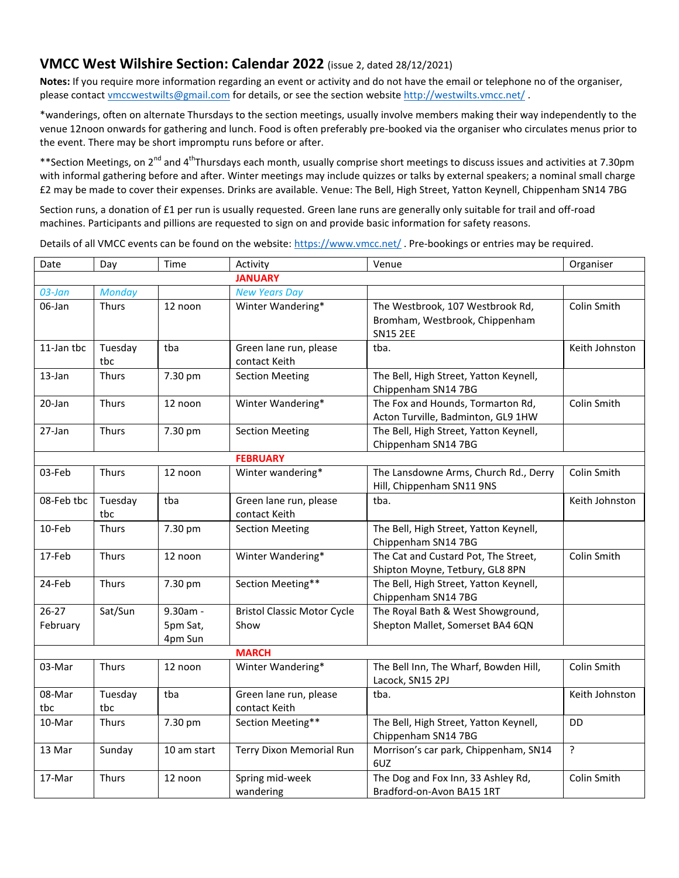# VMCC West Wilshire Section: Calendar 2022 (issue 2, dated 28/12/2021)

**Notes:** If you require more information regarding an event or activity and do not have the email or telephone no of the organiser, please contact vmccwestwilts@gmail.com for details, or see the section website http://westwilts.vmcc.net/ .

*wanderings, often on alternate Thursdays to the section meetings, usually involve members making their way independently to the venue 12noon onwards for gathering and lunch. Food is often preferably pre-booked via the organiser who circulates menus prior to the event. There may be short impromptu runs before or after.

**Section Meetings, on 2nd and 4th Thursdays each month, usually comprise short meetings to discuss issues and activities at 7.30pm with informal gathering before and after. Winter meetings may include quizzes or talks by external speakers; a nominal small charge £2 may be made to cover their expenses. Drinks are available. Venue: The Bell, High Street, Yatton Keynell, Chippenham SN14 7BG

Section runs, a donation of £1 per run is usually requested. Green lane runs are generally only suitable for trail and off-road machines. Participants and pillions are requested to sign on and provide basic information for safety reasons.

Details of all VMCC events can be found on the website: https://www.vmcc.net/ . Pre-bookings or entries may be required.

| Date | Day | Time | Activity | Venue | Organiser |
|---|---|---|---|---|---|
| | | | **JANUARY** | | |
| *03-Jan* | *Monday* | | *New Years Day* | | |
| 06-Jan | Thurs | 12 noon | Winter Wandering* | The Westbrook, 107 Westbrook Rd, Bromham, Westbrook, Chippenham SN15 2EE | Colin Smith |
| 11-Jan tbc | Tuesday tbc | tba | Green lane run, please contact Keith | tba. | Keith Johnston |
| 13-Jan | Thurs | 7.30 pm | Section Meeting | The Bell, High Street, Yatton Keynell, Chippenham SN14 7BG | |
| 20-Jan | Thurs | 12 noon | Winter Wandering* | The Fox and Hounds, Tormarton Rd, Acton Turville, Badminton, GL9 1HW | Colin Smith |
| 27-Jan | Thurs | 7.30 pm | Section Meeting | The Bell, High Street, Yatton Keynell, Chippenham SN14 7BG | |
| | | | **FEBRUARY** | | |
| 03-Feb | Thurs | 12 noon | Winter wandering* | The Lansdowne Arms, Church Rd., Derry Hill, Chippenham SN11 9NS | Colin Smith |
| 08-Feb tbc | Tuesday tbc | tba | Green lane run, please contact Keith | tba. | Keith Johnston |
| 10-Feb | Thurs | 7.30 pm | Section Meeting | The Bell, High Street, Yatton Keynell, Chippenham SN14 7BG | |
| 17-Feb | Thurs | 12 noon | Winter Wandering* | The Cat and Custard Pot, The Street, Shipton Moyne, Tetbury, GL8 8PN | Colin Smith |
| 24-Feb | Thurs | 7.30 pm | Section Meeting** | The Bell, High Street, Yatton Keynell, Chippenham SN14 7BG | |
| 26-27 February | Sat/Sun | 9.30am - 5pm Sat, 4pm Sun | Bristol Classic Motor Cycle Show | The Royal Bath & West Showground, Shepton Mallet, Somerset BA4 6QN | |
| | | | **MARCH** | | |
| 03-Mar | Thurs | 12 noon | Winter Wandering* | The Bell Inn, The Wharf, Bowden Hill, Lacock, SN15 2PJ | Colin Smith |
| 08-Mar tbc | Tuesday tbc | tba | Green lane run, please contact Keith | tba. | Keith Johnston |
| 10-Mar | Thurs | 7.30 pm | Section Meeting** | The Bell, High Street, Yatton Keynell, Chippenham SN14 7BG | DD |
| 13 Mar | Sunday | 10 am start | Terry Dixon Memorial Run | Morrison's car park, Chippenham, SN14 6UZ | ? |
| 17-Mar | Thurs | 12 noon | Spring mid-week wandering | The Dog and Fox Inn, 33 Ashley Rd, Bradford-on-Avon BA15 1RT | Colin Smith |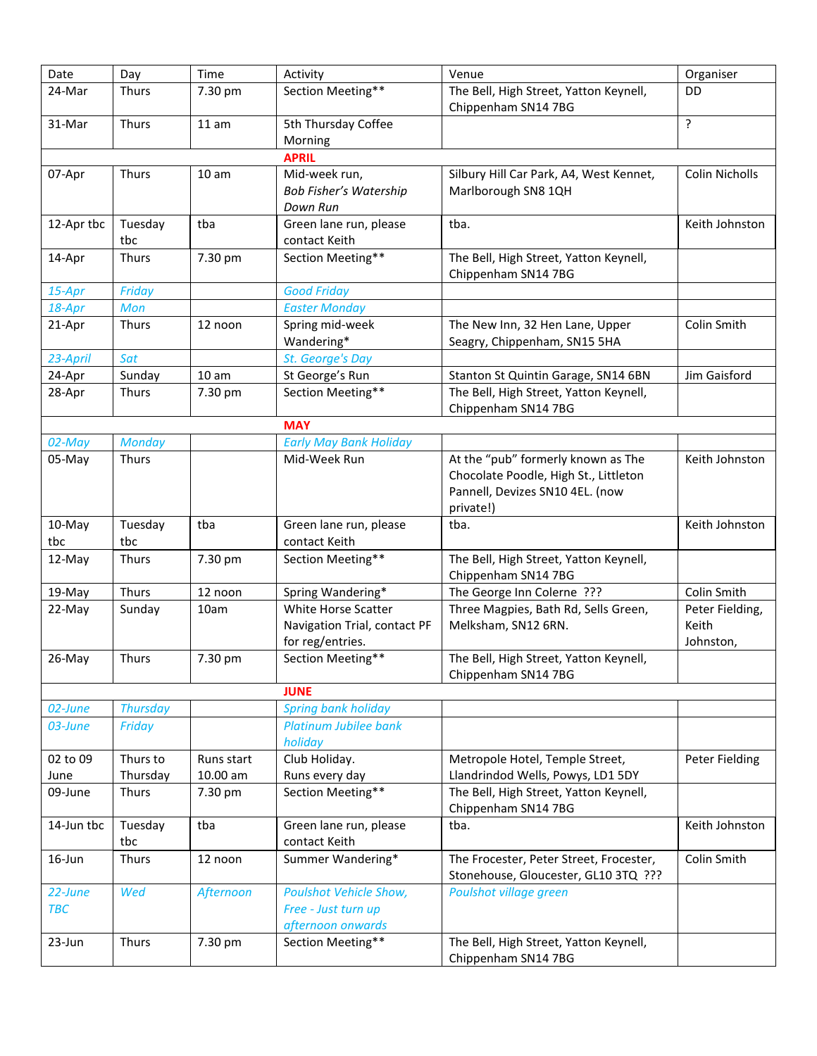| Date | Day | Time | Activity | Venue | Organiser |
|---|---|---|---|---|---|
| 24-Mar | Thurs | 7.30 pm | Section Meeting** | The Bell, High Street, Yatton Keynell, Chippenham SN14 7BG | DD |
| 31-Mar | Thurs | 11 am | 5th Thursday Coffee Morning | | ? |
| | | | **APRIL** | | |
| 07-Apr | Thurs | 10 am | Mid-week run, *Bob Fisher's Watership Down Run* | Silbury Hill Car Park, A4, West Kennet, Marlborough SN8 1QH | Colin Nicholls |
| 12-Apr tbc | Tuesday tbc | tba | Green lane run, please contact Keith | tba. | Keith Johnston |
| 14-Apr | Thurs | 7.30 pm | Section Meeting** | The Bell, High Street, Yatton Keynell, Chippenham SN14 7BG | |
| *15-Apr* | *Friday* | | *Good Friday* | | |
| *18-Apr* | *Mon* | | *Easter Monday* | | |
| 21-Apr | Thurs | 12 noon | Spring mid-week Wandering* | The New Inn, 32 Hen Lane, Upper Seagry, Chippenham, SN15 5HA | Colin Smith |
| *23-April* | *Sat* | | *St. George's Day* | | |
| 24-Apr | Sunday | 10 am | St George's Run | Stanton St Quintin Garage, SN14 6BN | Jim Gaisford |
| 28-Apr | Thurs | 7.30 pm | Section Meeting** | The Bell, High Street, Yatton Keynell, Chippenham SN14 7BG | |
| | | | **MAY** | | |
| *02-May* | *Monday* | | *Early May Bank Holiday* | | |
| 05-May | Thurs | | Mid-Week Run | At the "pub" formerly known as The Chocolate Poodle, High St., Littleton Pannell, Devizes SN10 4EL. (now private!) | Keith Johnston |
| 10-May tbc | Tuesday tbc | tba | Green lane run, please contact Keith | tba. | Keith Johnston |
| 12-May | Thurs | 7.30 pm | Section Meeting** | The Bell, High Street, Yatton Keynell, Chippenham SN14 7BG | |
| 19-May | Thurs | 12 noon | Spring Wandering* | The George Inn Colerne ??? | Colin Smith |
| 22-May | Sunday | 10am | White Horse Scatter Navigation Trial, contact PF for reg/entries. | Three Magpies, Bath Rd, Sells Green, Melksham, SN12 6RN. | Peter Fielding, Keith Johnston, |
| 26-May | Thurs | 7.30 pm | Section Meeting** | The Bell, High Street, Yatton Keynell, Chippenham SN14 7BG | |
| | | | **JUNE** | | |
| *02-June* | *Thursday* | | *Spring bank holiday* | | |
| *03-June* | *Friday* | | *Platinum Jubilee bank holiday* | | |
| 02 to 09 June | Thurs to Thursday | Runs start 10.00 am | Club Holiday. Runs every day | Metropole Hotel, Temple Street, Llandrindod Wells, Powys, LD1 5DY | Peter Fielding |
| 09-June | Thurs | 7.30 pm | Section Meeting** | The Bell, High Street, Yatton Keynell, Chippenham SN14 7BG | |
| 14-Jun tbc | Tuesday tbc | tba | Green lane run, please contact Keith | tba. | Keith Johnston |
| 16-Jun | Thurs | 12 noon | Summer Wandering* | The Frocester, Peter Street, Frocester, Stonehouse, Gloucester, GL10 3TQ ??? | Colin Smith |
| *22-June TBC* | *Wed* | *Afternoon* | *Poulshot Vehicle Show, Free - Just turn up afternoon onwards* | *Poulshot village green* | |
| 23-Jun | Thurs | 7.30 pm | Section Meeting** | The Bell, High Street, Yatton Keynell, Chippenham SN14 7BG | |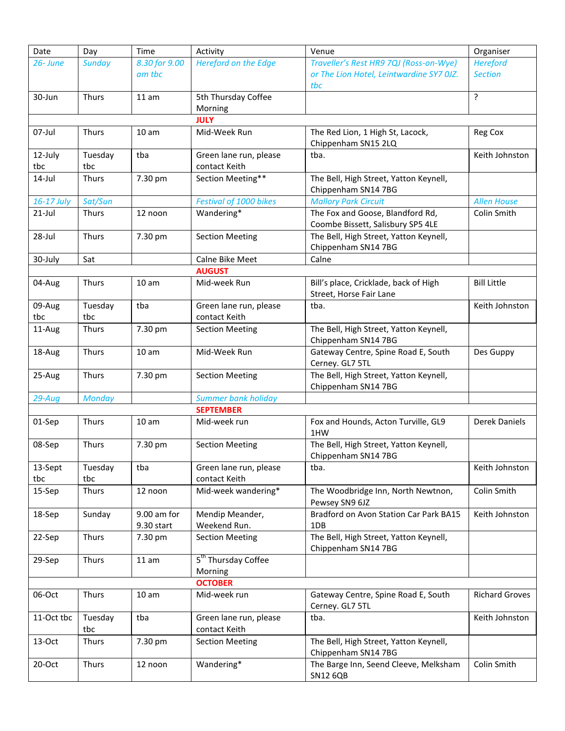| Date | Day | Time | Activity | Venue | Organiser |
|---|---|---|---|---|---|
| *26- June* | *Sunday* | *8.30 for 9.00 am tbc* | *Hereford on the Edge* | *Traveller's Rest HR9 7QJ (Ross-on-Wye) or The Lion Hotel, Leintwardine SY7 0JZ. tbc* | *Hereford Section* |
| 30-Jun | Thurs | 11 am | 5th Thursday Coffee Morning | | ? |
| | | | **JULY** | | |
| 07-Jul | Thurs | 10 am | Mid-Week Run | The Red Lion, 1 High St, Lacock, Chippenham SN15 2LQ | Reg Cox |
| 12-July tbc | Tuesday tbc | tba | Green lane run, please contact Keith | tba. | Keith Johnston |
| 14-Jul | Thurs | 7.30 pm | Section Meeting** | The Bell, High Street, Yatton Keynell, Chippenham SN14 7BG | |
| *16-17 July* | *Sat/Sun* | | *Festival of 1000 bikes* | *Mallory Park Circuit* | *Allen House* |
| 21-Jul | Thurs | 12 noon | Wandering* | The Fox and Goose, Blandford Rd, Coombe Bissett, Salisbury SP5 4LE | Colin Smith |
| 28-Jul | Thurs | 7.30 pm | Section Meeting | The Bell, High Street, Yatton Keynell, Chippenham SN14 7BG | |
| 30-July | Sat | | Calne Bike Meet | Calne | |
| | | | **AUGUST** | | |
| 04-Aug | Thurs | 10 am | Mid-week Run | Bill's place, Cricklade, back of High Street, Horse Fair Lane | Bill Little |
| 09-Aug tbc | Tuesday tbc | tba | Green lane run, please contact Keith | tba. | Keith Johnston |
| 11-Aug | Thurs | 7.30 pm | Section Meeting | The Bell, High Street, Yatton Keynell, Chippenham SN14 7BG | |
| 18-Aug | Thurs | 10 am | Mid-Week Run | Gateway Centre, Spine Road E, South Cerney. GL7 5TL | Des Guppy |
| 25-Aug | Thurs | 7.30 pm | Section Meeting | The Bell, High Street, Yatton Keynell, Chippenham SN14 7BG | |
| *29-Aug* | *Monday* | | *Summer bank holiday* | | |
| | | | **SEPTEMBER** | | |
| 01-Sep | Thurs | 10 am | Mid-week run | Fox and Hounds, Acton Turville, GL9 1HW | Derek Daniels |
| 08-Sep | Thurs | 7.30 pm | Section Meeting | The Bell, High Street, Yatton Keynell, Chippenham SN14 7BG | |
| 13-Sept tbc | Tuesday tbc | tba | Green lane run, please contact Keith | tba. | Keith Johnston |
| 15-Sep | Thurs | 12 noon | Mid-week wandering* | The Woodbridge Inn, North Newtnon, Pewsey SN9 6JZ | Colin Smith |
| 18-Sep | Sunday | 9.00 am for 9.30 start | Mendip Meander, Weekend Run. | Bradford on Avon Station Car Park BA15 1DB | Keith Johnston |
| 22-Sep | Thurs | 7.30 pm | Section Meeting | The Bell, High Street, Yatton Keynell, Chippenham SN14 7BG | |
| 29-Sep | Thurs | 11 am | 5th Thursday Coffee Morning | | |
| | | | **OCTOBER** | | |
| 06-Oct | Thurs | 10 am | Mid-week run | Gateway Centre, Spine Road E, South Cerney. GL7 5TL | Richard Groves |
| 11-Oct tbc | Tuesday tbc | tba | Green lane run, please contact Keith | tba. | Keith Johnston |
| 13-Oct | Thurs | 7.30 pm | Section Meeting | The Bell, High Street, Yatton Keynell, Chippenham SN14 7BG | |
| 20-Oct | Thurs | 12 noon | Wandering* | The Barge Inn, Seend Cleeve, Melksham SN12 6QB | Colin Smith |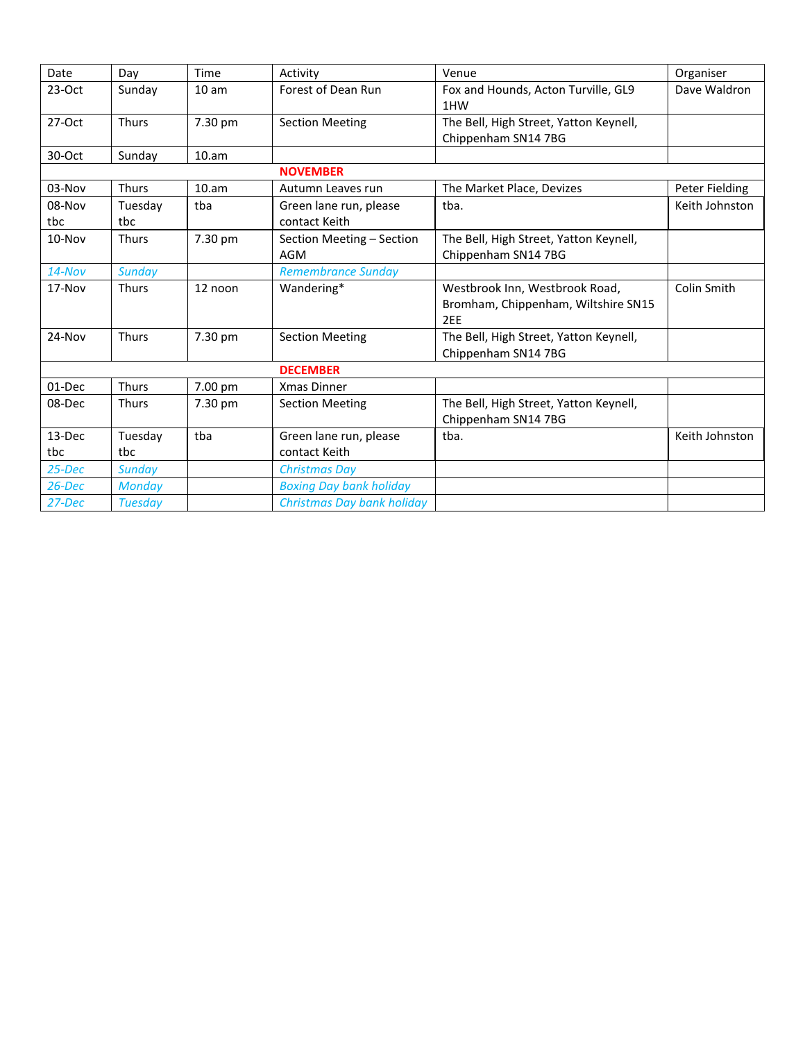| Date | Day | Time | Activity | Venue | Organiser |
|---|---|---|---|---|---|
| 23-Oct | Sunday | 10 am | Forest of Dean Run | Fox and Hounds, Acton Turville, GL9 1HW | Dave Waldron |
| 27-Oct | Thurs | 7.30 pm | Section Meeting | The Bell, High Street, Yatton Keynell, Chippenham SN14 7BG | |
| 30-Oct | Sunday | 10.am | | | |
| | | | **NOVEMBER** | | |
| 03-Nov | Thurs | 10.am | Autumn Leaves run | The Market Place, Devizes | Peter Fielding |
| 08-Nov tbc | Tuesday tbc | tba | Green lane run, please contact Keith | tba. | Keith Johnston |
| 10-Nov | Thurs | 7.30 pm | Section Meeting – Section AGM | The Bell, High Street, Yatton Keynell, Chippenham SN14 7BG | |
| *14-Nov* | *Sunday* | | *Remembrance Sunday* | | |
| 17-Nov | Thurs | 12 noon | Wandering* | Westbrook Inn, Westbrook Road, Bromham, Chippenham, Wiltshire SN15 2EE | Colin Smith |
| 24-Nov | Thurs | 7.30 pm | Section Meeting | The Bell, High Street, Yatton Keynell, Chippenham SN14 7BG | |
| | | | **DECEMBER** | | |
| 01-Dec | Thurs | 7.00 pm | Xmas Dinner | | |
| 08-Dec | Thurs | 7.30 pm | Section Meeting | The Bell, High Street, Yatton Keynell, Chippenham SN14 7BG | |
| 13-Dec tbc | Tuesday tbc | tba | Green lane run, please contact Keith | tba. | Keith Johnston |
| *25-Dec* | *Sunday* | | *Christmas Day* | | |
| *26-Dec* | *Monday* | | *Boxing Day bank holiday* | | |
| *27-Dec* | *Tuesday* | | *Christmas Day bank holiday* | | |